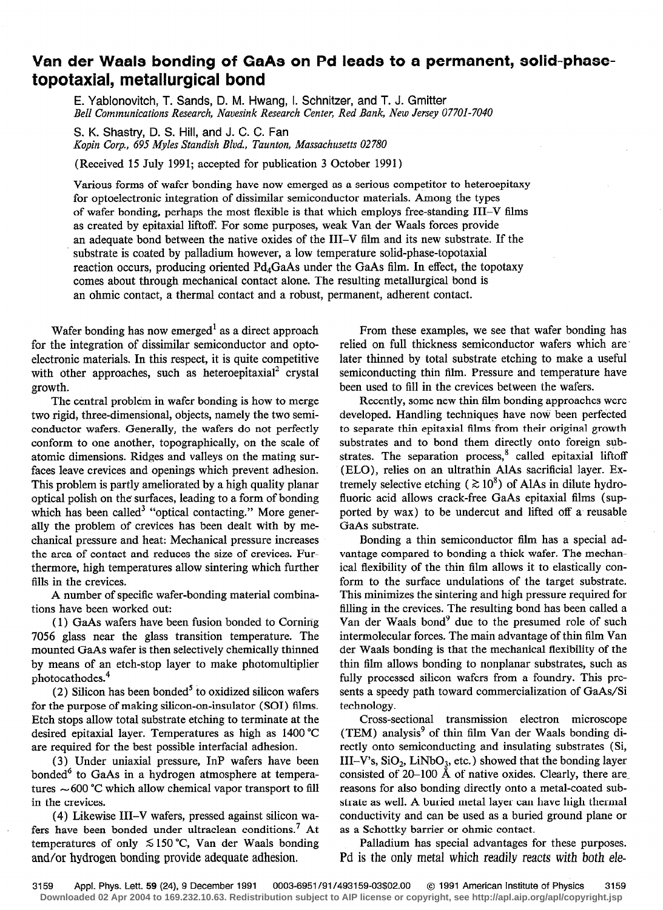# Van der Waals bonding of GaAs on Pd leads to a permanent, solid-phase-topotaxial, metallurgical bond

E. Yablonovitch, T. Sands, D. M. Hwang, I. Schnitzer, and T. J. Gmitter
*Bell Communications Research, Navesink Research Center, Red Bank, New Jersey 07701-7040*

S. K. Shastry, D. S. Hill, and J. C. C. Fan
*Kopin Corp., 695 Myles Standish Blvd., Taunton, Massachusetts 02780*

(Received 15 July 1991; accepted for publication 3 October 1991)

Various forms of wafer bonding have now emerged as a serious competitor to heteroepitaxy for optoelectronic integration of dissimilar semiconductor materials. Among the types of wafer bonding, perhaps the most flexible is that which employs free-standing III–V films as created by epitaxial liftoff. For some purposes, weak Van der Waals forces provide an adequate bond between the native oxides of the III–V film and its new substrate. If the substrate is coated by palladium however, a low temperature solid-phase-topotaxial reaction occurs, producing oriented $Pd_4GaAs$ under the GaAs film. In effect, the topotaxy comes about through mechanical contact alone. The resulting metallurgical bond is an ohmic contact, a thermal contact and a robust, permanent, adherent contact.

Wafer bonding has now emerged[1] as a direct approach for the integration of dissimilar semiconductor and optoelectronic materials. In this respect, it is quite competitive with other approaches, such as heteroepitaxial[2] crystal growth.

The central problem in wafer bonding is how to merge two rigid, three-dimensional, objects, namely the two semiconductor wafers. Generally, the wafers do not perfectly conform to one another, topographically, on the scale of atomic dimensions. Ridges and valleys on the mating surfaces leave crevices and openings which prevent adhesion. This problem is partly ameliorated by a high quality planar optical polish on the surfaces, leading to a form of bonding which has been called[3] "optical contacting." More generally the problem of crevices has been dealt with by mechanical pressure and heat: Mechanical pressure increases the area of contact and reduces the size of crevices. Furthermore, high temperatures allow sintering which further fills in the crevices.

A number of specific wafer-bonding material combinations have been worked out:

(1) GaAs wafers have been fusion bonded to Corning 7056 glass near the glass transition temperature. The mounted GaAs wafer is then selectively chemically thinned by means of an etch-stop layer to make photomultiplier photocathodes.[4]

(2) Silicon has been bonded[5] to oxidized silicon wafers for the purpose of making silicon-on-insulator (SOI) films. Etch stops allow total substrate etching to terminate at the desired epitaxial layer. Temperatures as high as 1400 °C are required for the best possible interfacial adhesion.

(3) Under uniaxial pressure, InP wafers have been bonded[6] to GaAs in a hydrogen atmosphere at temperatures ~600 °C which allow chemical vapor transport to fill in the crevices.

(4) Likewise III–V wafers, pressed against silicon wafers have been bonded under ultraclean conditions.[7] At temperatures of only ≲150 °C, Van der Waals bonding and/or hydrogen bonding provide adequate adhesion.

From these examples, we see that wafer bonding has relied on full thickness semiconductor wafers which are later thinned by total substrate etching to make a useful semiconducting thin film. Pressure and temperature have been used to fill in the crevices between the wafers.

Recently, some new thin film bonding approaches were developed. Handling techniques have now been perfected to separate thin epitaxial films from their original growth substrates and to bond them directly onto foreign substrates. The separation process,[8] called epitaxial liftoff (ELO), relies on an ultrathin AlAs sacrificial layer. Extremely selective etching ($\gtrsim 10^8$) of AlAs in dilute hydrofluoric acid allows crack-free GaAs epitaxial films (supported by wax) to be undercut and lifted off a reusable GaAs substrate.

Bonding a thin semiconductor film has a special advantage compared to bonding a thick wafer. The mechanical flexibility of the thin film allows it to elastically conform to the surface undulations of the target substrate. This minimizes the sintering and high pressure required for filling in the crevices. The resulting bond has been called a Van der Waals bond[9] due to the presumed role of such intermolecular forces. The main advantage of thin film Van der Waals bonding is that the mechanical flexibility of the thin film allows bonding to nonplanar substrates, such as fully processed silicon wafers from a foundry. This presents a speedy path toward commercialization of GaAs/Si technology.

Cross-sectional transmission electron microscope (TEM) analysis[9] of thin film Van der Waals bonding directly onto semiconducting and insulating substrates (Si, III–V's, $SiO_2$, $LiNbO_3$, etc.) showed that the bonding layer consisted of 20–100 Å of native oxides. Clearly, there are reasons for also bonding directly onto a metal-coated substrate as well. A buried metal layer can have high thermal conductivity and can be used as a buried ground plane or as a Schottky barrier or ohmic contact.

Palladium has special advantages for these purposes. Pd is the only metal which readily reacts with both ele-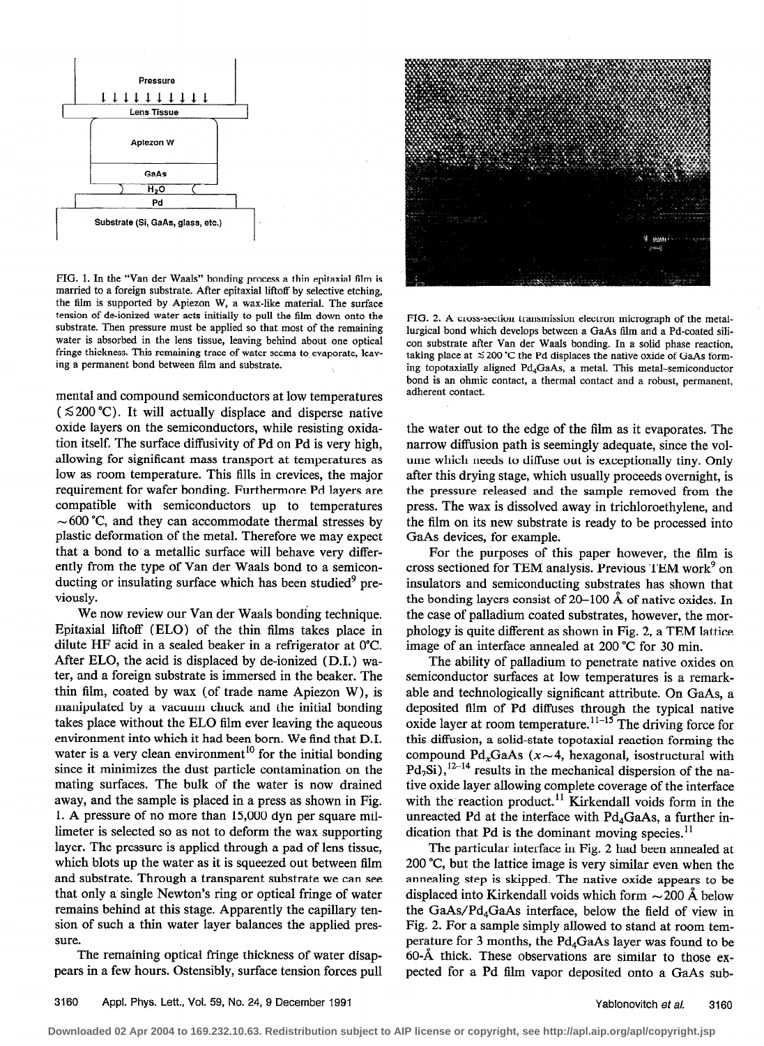FIG. 1. In the "Van der Waals" bonding process a thin epitaxial film is married to a foreign substrate. After epitaxial liftoff by selective etching, the film is supported by Apiezon W, a wax-like material. The surface tension of de-ionized water acts initially to pull the film down onto the substrate. Then pressure must be applied so that most of the remaining water is absorbed in the lens tissue, leaving behind about one optical fringe thickness. This remaining trace of water seems to evaporate, leaving a permanent bond between film and substrate.

FIG. 2. A cross-section transmission electron micrograph of the metallurgical bond which develops between a GaAs film and a Pd-coated silicon substrate after Van der Waals bonding. In a solid phase reaction, taking place at $\lesssim 200$ °C the Pd displaces the native oxide of GaAs forming topotaxially aligned $Pd_4GaAs$, a metal. This metal–semiconductor bond is an ohmic contact, a thermal contact and a robust, permanent, adherent contact.

mental and compound semiconductors at low temperatures ($\lesssim 200$ °C). It will actually displace and disperse native oxide layers on the semiconductors, while resisting oxidation itself. The surface diffusivity of Pd on Pd is very high, allowing for significant mass transport at temperatures as low as room temperature. This fills in crevices, the major requirement for wafer bonding. Furthermore Pd layers are compatible with semiconductors up to temperatures $\sim 600$ °C, and they can accommodate thermal stresses by plastic deformation of the metal. Therefore we may expect that a bond to a metallic surface will behave very differently from the type of Van der Waals bond to a semiconducting or insulating surface which has been studied[9] previously.

We now review our Van der Waals bonding technique. Epitaxial liftoff (ELO) of the thin films take place in dilute HF acid in a sealed beaker in a refrigerator at 0°C. After ELO, the acid is displaced by de-ionized (D.I.) water, and a foreign substrate is immersed in the beaker. The thin film, coated by wax (of trade name Apiezon W), is manipulated by a vacuum chuck and the initial bonding takes place without the ELO film ever leaving the aqueous environment into which it had been born. We find that D.I. water is a very clean environment[10] for the initial bonding since it minimizes the dust particle contamination on the mating surfaces. The bulk of the water is now drained away, and the sample is placed in a press as shown in Fig. 1. A pressure of no more than 15,000 dyn per square millimeter is selected so as not to deform the wax supporting layer. The pressure is applied through a pad of lens tissue, which blots up the water as it is squeezed out between film and substrate. Through a transparent substrate we can see that only a single Newton's ring or optical fringe of water remains behind at this stage. Apparently the capillary tension of such a thin water layer balances the applied pressure.

The remaining optical fringe thickness of water disappears in a few hours. Ostensibly, surface tension forces pull the water out to the edge of the film as it evaporates. The narrow diffusion path is seemingly adequate, since the volume which needs to diffuse out is exceptionally tiny. Only after this drying stage, which usually proceeds overnight, is the pressure released and the sample removed from the press. The wax is dissolved away in trichloroethylene, and the film on its new substrate is ready to be processed into GaAs devices, for example.

For the purposes of this paper however, the film is cross sectioned for TEM analysis. Previous TEM work[9] on insulators and semiconducting substrates has shown that the bonding layers consist of 20–100 Å of native oxides. In the case of palladium coated substrates, however, the morphology is quite different as shown in Fig. 2, a TEM lattice image of an interface annealed at 200 °C for 30 min.

The ability of palladium to penetrate native oxides on semiconductor surfaces at low temperatures is a remarkable and technologically significant attribute. On GaAs, a deposited film of Pd diffuses through the typical native oxide layer at room temperature.[11–15] The driving force for this diffusion, a solid-state topotaxial reaction forming the compound $Pd_xGaAs$ ($x \sim 4$, hexagonal, isostructural with $Pd_2Si$),[12–14] results in the mechanical dispersion of the native oxide layer allowing complete coverage of the interface with the reaction product.[11] Kirkendall voids form in the unreacted Pd at the interface with $Pd_4GaAs$, a further indication that Pd is the dominant moving species.[11]

The particular interface in Fig. 2 had been annealed at 200 °C, but the lattice image is very similar even when the annealing step is skipped. The native oxide appears to be displaced into Kirkendall voids which form $\sim 200$ Å below the $GaAs/Pd_4GaAs$ interface, below the field of view in Fig. 2. For a sample simply allowed to stand at room temperature for 3 months, the $Pd_4GaAs$ layer was found to be 60-Å thick. These observations are similar to those expected for a Pd film vapor deposited onto a GaAs sub-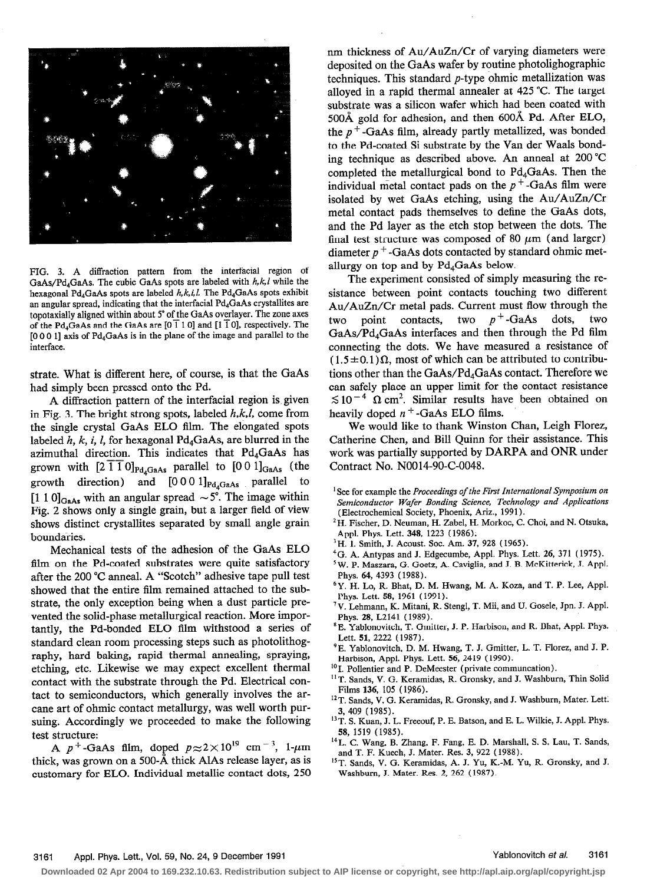FIG. 3. A diffraction pattern from the interfacial region of GaAs/$Pd_4GaAs$. The cubic GaAs spots are labeled with *h,k,l* while the hexagonal $Pd_4GaAs$ spots are labeled *h,k,i,l*. The $Pd_4GaAs$ spots exhibit an angular spread, indicating that the interfacial $Pd_4GaAs$ crystallites are topotaxially aligned within about 5° of the GaAs overlayer. The zone axes of the $Pd_4GaAs$ and the GaAs are $[0\,\bar{1}\,1\,0]$ and $[1\,\bar{1}\,0]$, respectively. The [0 0 0 1] axis of $Pd_4GaAs$ is in the plane of the image and parallel to the interface.

strate. What is different here, of course, is that the GaAs had simply been pressed onto the Pd.

A diffraction pattern of the interfacial region is given in Fig. 3. The bright strong spots, labeled *h,k,l*, come from the single crystal GaAs ELO film. The elongated spots labeled *h, k, i, l*, for hexagonal $Pd_4GaAs$, are blurred in the azimuthal direction. This indicates that $Pd_4GaAs$ has grown with $[2\,\bar{1}\,\bar{1}\,0]_{Pd_4GaAs}$ parallel to $[0\,0\,1]_{GaAs}$ (the growth direction) and $[0\,0\,0\,1]_{Pd_4GaAs}$ parallel to $[1\,1\,0]_{GaAs}$ with an angular spread $\sim 5°$. The image within Fig. 2 shows only a single grain, but a larger field of view shows distinct crystallites separated by small angle grain boundaries.

Mechanical tests of the adhesion of the GaAs ELO film on the Pd-coated substrates were quite satisfactory after the 200 °C anneal. A "Scotch" adhesive tape pull test showed that the entire film remained attached to the substrate, the only exception being when a dust particle prevented the solid-phase metallurgical reaction. More importantly, the Pd-bonded ELO film withstood a series of standard clean room processing steps such as photolithography, hard baking, rapid thermal annealing, spraying, etching, etc. Likewise we may expect excellent thermal contact with the substrate through the Pd. Electrical contact to semiconductors, which generally involves the arcane art of ohmic contact metallurgy, was well worth pursuing. Accordingly we proceeded to make the following test structure:

A $p^+$-GaAs film, doped $p \approx 2\times10^{19}$ cm$^{-3}$, 1-$\mu$m thick, was grown on a 500-Å thick AlAs release layer, as is customary for ELO. Individual metallic contact dots, 250 nm thickness of Au/AuZn/Cr of varying diameters were deposited on the GaAs wafer by routine photolighographic techniques. This standard *p*-type ohmic metallization was alloyed in a rapid thermal annealer at 425 °C. The target substrate was a silicon wafer which had been coated with 500Å gold for adhesion, and then 600Å Pd. After ELO, the $p^+$-GaAs film, already partly metallized, was bonded to the Pd-coated Si substrate by the Van der Waals bonding technique as described above. An anneal at 200 °C completed the metallurgical bond to $Pd_4GaAs$. Then the individual metal contact pads on the $p^+$-GaAs film were isolated by wet GaAs etching, using the Au/AuZn/Cr metal contact pads themselves to define the GaAs dots, and the Pd layer as the etch stop between the dots. The final test structure was composed of 80 $\mu$m (and larger) diameter $p^+$-GaAs dots contacted by standard ohmic metallurgy on top and by $Pd_4GaAs$ below.

The experiment consisted of simply measuring the resistance between point contacts touching two different Au/AuZn/Cr metal pads. Current must flow through the two point contacts, two $p^+$-GaAs dots, two GaAs/$Pd_4GaAs$ interfaces and then through the Pd film connecting the dots. We have measured a resistance of $(1.5\pm0.1)\Omega$, most of which can be attributed to contributions other than the GaAs/$Pd_4GaAs$ contact. Therefore we can safely place an upper limit for the contact resistance $\lesssim 10^{-4}\ \Omega\,\text{cm}^2$. Similar results have been obtained on heavily doped $n^+$-GaAs ELO films.

We would like to thank Winston Chan, Leigh Florez, Catherine Chen, and Bill Quinn for their assistance. This work was partially supported by DARPA and ONR under Contract No. N0014-90-C-0048.

[1] See for example the *Proceedings of the First International Symposium on Semiconductor Wafer Bonding Science, Technology and Applications* (Electrochemical Society, Phoenix, Ariz., 1991).
[2] H. Fischer, D. Neuman, H. Zabel, H. Morkoc, C. Choi, and N. Otsuka, Appl. Phys. Lett. **348**, 1223 (1986).
[3] H. I. Smith, J. Acoust. Soc. Am. **37**, 928 (1965).
[4] G. A. Antypas and J. Edgecumbe, Appl. Phys. Lett. **26**, 371 (1975).
[5] W. P. Maszara, G. Goetz, A. Caviglia, and J. B. McKitterick, J. Appl. Phys. **64**, 4393 (1988).
[6] Y. H. Lo, R. Bhat, D. M. Hwang, M. A. Koza, and T. P. Lee, Appl. Phys. Lett. **58**, 1961 (1991).
[7] V. Lehmann, K. Mitani, R. Stengl, T. Mii, and U. Gosele, Jpn. J. Appl. Phys. **28**, L2141 (1989).
[8] E. Yablonovitch, T. Gmitter, J. P. Harbison, and R. Bhat, Appl. Phys. Lett. **51**, 2222 (1987).
[9] E. Yablonovitch, D. M. Hwang, T. J. Gmitter, L. T. Florez, and J. P. Harbison, Appl. Phys. Lett. **56**, 2419 (1990).
[10] I. Pollentier and P. DeMeester (private communcation).
[11] T. Sands, V. G. Keramidas, R. Gronsky, and J. Washburn, Thin Solid Films **136**, 105 (1986).
[12] T. Sands, V. G. Keramidas, R. Gronsky, and J. Washburn, Mater. Lett. **3**, 409 (1985).
[13] T. S. Kuan, J. L. Freeouf, P. E. Batson, and E. L. Wilkie, J. Appl. Phys. **58**, 1519 (1985).
[14] L. C. Wang, B. Zhang, F. Fang, E. D. Marshall, S. S. Lau, T. Sands, and T. F. Kuech, J. Mater. Res. **3**, 922 (1988).
[15] T. Sands, V. G. Keramidas, A. J. Yu, K.-M. Yu, R. Gronsky, and J. Washburn, J. Mater. Res. **2**, 262 (1987).